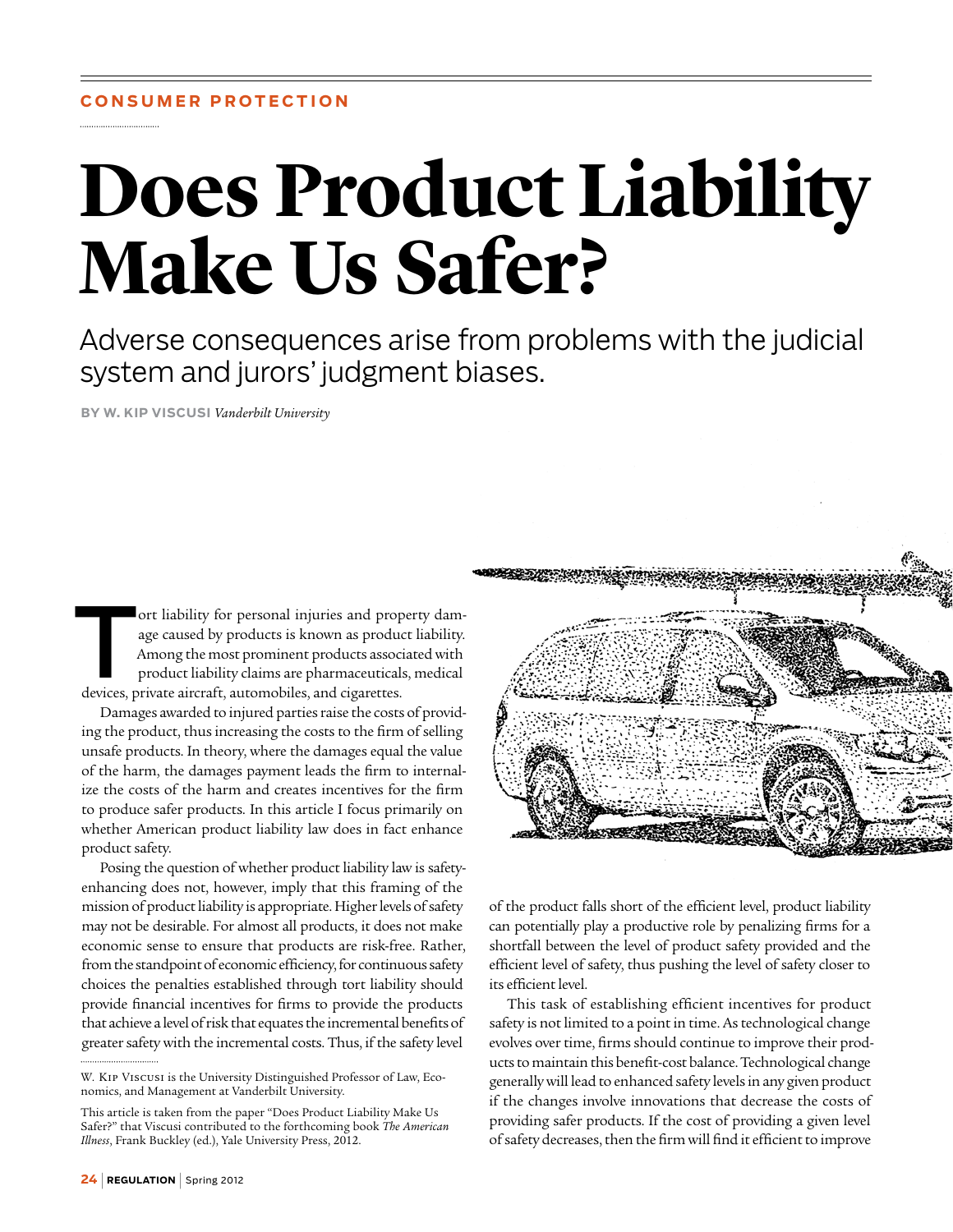CONSUMER PROTECTION

# Does Product Liability Make Us Safer?

## Adverse consequences arise from problems with the judicial system and jurors' judgment biases.

**BY W. KIP VISCUSI** *Vanderbilt University*

Tort liability for personal injuries and property damage caused by products is known as product liability. Among the most prominent products associated with product liability claims are pharmaceuticals, medical devices, private aircraft, automobiles, and cigarettes.

Damages awarded to injured parties raise the costs of providing the product, thus increasing the costs to the firm of selling unsafe products. In theory, where the damages equal the value of the harm, the damages payment leads the firm to internalize the costs of the harm and creates incentives for the firm to produce safer products. In this article I focus primarily on whether American product liability law does in fact enhance product safety.

Posing the question of whether product liability law is safety-enhancing does not, however, imply that this framing of the mission of product liability is appropriate. Higher levels of safety may not be desirable. For almost all products, it does not make economic sense to ensure that products are risk-free. Rather, from the standpoint of economic efficiency, for continuous safety choices the penalties established through tort liability should provide financial incentives for firms to provide the products that achieve a level of risk that equates the incremental benefits of greater safety with the incremental costs. Thus, if the safety level of the product falls short of the efficient level, product liability can potentially play a productive role by penalizing firms for a shortfall between the level of product safety provided and the efficient level of safety, thus pushing the level of safety closer to its efficient level.

This task of establishing efficient incentives for product safety is not limited to a point in time. As technological change evolves over time, firms should continue to improve their products to maintain this benefit-cost balance. Technological change generally will lead to enhanced safety levels in any given product if the changes involve innovations that decrease the costs of providing safer products. If the cost of providing a given level of safety decreases, then the firm will find it efficient to improve

W. Kip Viscusi is the University Distinguished Professor of Law, Economics, and Management at Vanderbilt University.

This article is taken from the paper "Does Product Liability Make Us Safer?" that Viscusi contributed to the forthcoming book *The American Illness*, Frank Buckley (ed.), Yale University Press, 2012.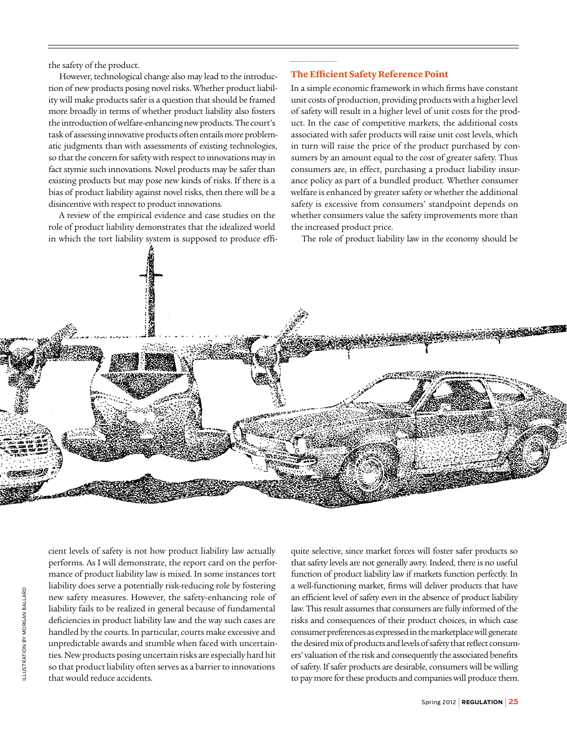the safety of the product.

However, technological change also may lead to the introduction of new products posing novel risks. Whether product liability will make products safer is a question that should be framed more broadly in terms of whether product liability also fosters the introduction of welfare-enhancing new products. The court's task of assessing innovative products often entails more problematic judgments than with assessments of existing technologies, so that the concern for safety with respect to innovations may in fact stymie such innovations. Novel products may be safer than existing products but may pose new kinds of risks. If there is a bias of product liability against novel risks, then there will be a disincentive with respect to product innovations.

A review of the empirical evidence and case studies on the role of product liability demonstrates that the idealized world in which the tort liability system is supposed to produce efficient levels of safety is not how product liability law actually performs. As I will demonstrate, the report card on the performance of product liability law is mixed. In some instances tort liability does serve a potentially risk-reducing role by fostering new safety measures. However, the safety-enhancing role of liability fails to be realized in general because of fundamental deficiencies in product liability law and the way such cases are handled by the courts. In particular, courts make excessive and unpredictable awards and stumble when faced with uncertainties. New products posing uncertain risks are especially hard hit so that product liability often serves as a barrier to innovations that would reduce accidents.

## The Efficient Safety Reference Point

In a simple economic framework in which firms have constant unit costs of production, providing products with a higher level of safety will result in a higher level of unit costs for the product. In the case of competitive markets, the additional costs associated with safer products will raise unit cost levels, which in turn will raise the price of the product purchased by consumers by an amount equal to the cost of greater safety. Thus consumers are, in effect, purchasing a product liability insurance policy as part of a bundled product. Whether consumer welfare is enhanced by greater safety or whether the additional safety is excessive from consumers' standpoint depends on whether consumers value the safety improvements more than the increased product price.

The role of product liability law in the economy should be quite selective, since market forces will foster safer products so that safety levels are not generally awry. Indeed, there is no useful function of product liability law if markets function perfectly. In a well-functioning market, firms will deliver products that have an efficient level of safety even in the absence of product liability law. This result assumes that consumers are fully informed of the risks and consequences of their product choices, in which case consumer preferences as expressed in the marketplace will generate the desired mix of products and levels of safety that reflect consumers' valuation of the risk and consequently the associated benefits of safety. If safer products are desirable, consumers will be willing to pay more for these products and companies will produce them.

ILLUSTRATION BY MORGAN BALLARD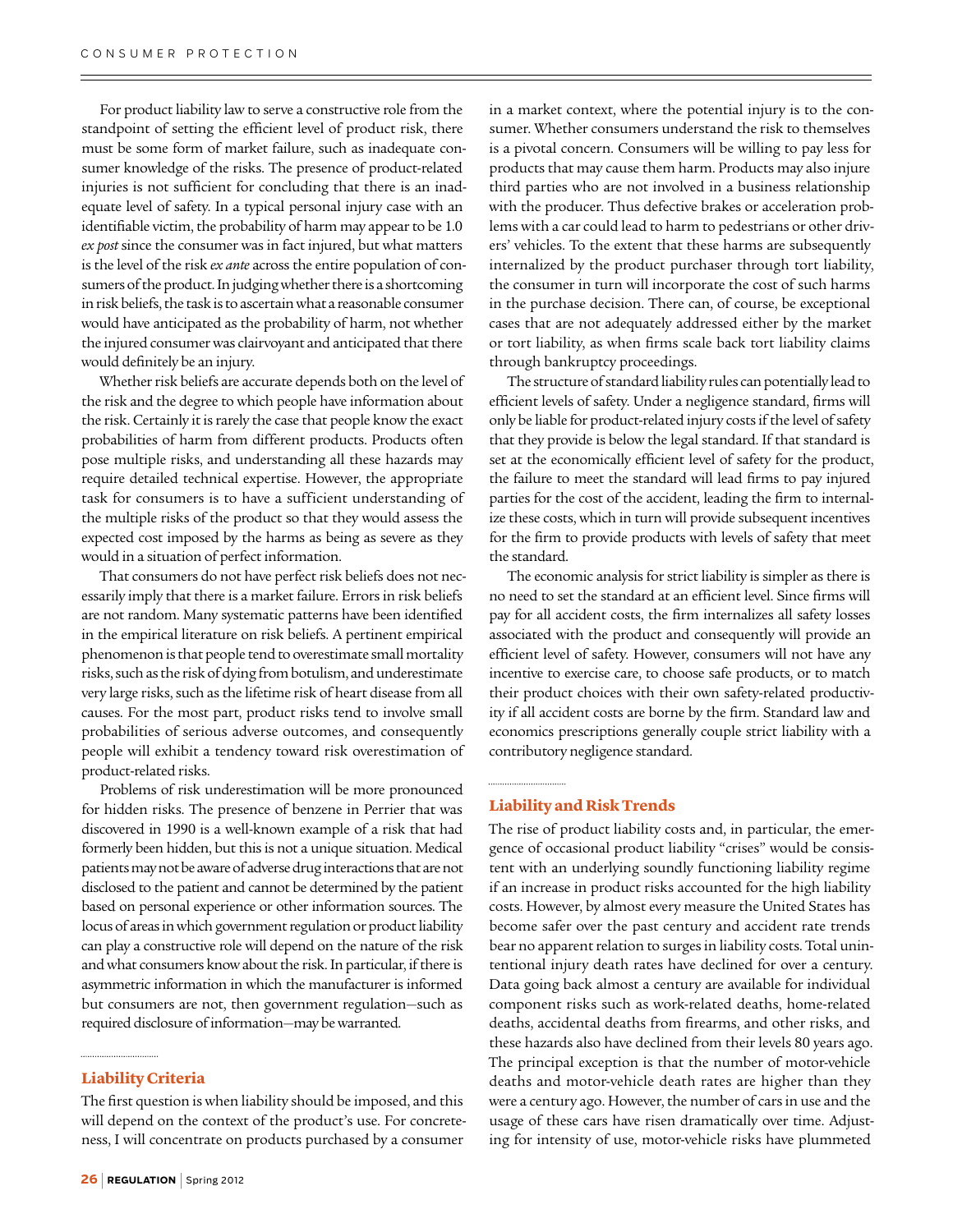For product liability law to serve a constructive role from the standpoint of setting the efficient level of product risk, there must be some form of market failure, such as inadequate consumer knowledge of the risks. The presence of product-related injuries is not sufficient for concluding that there is an inadequate level of safety. In a typical personal injury case with an identifiable victim, the probability of harm may appear to be 1.0 *ex post* since the consumer was in fact injured, but what matters is the level of the risk *ex ante* across the entire population of consumers of the product. In judging whether there is a shortcoming in risk beliefs, the task is to ascertain what a reasonable consumer would have anticipated as the probability of harm, not whether the injured consumer was clairvoyant and anticipated that there would definitely be an injury.

Whether risk beliefs are accurate depends both on the level of the risk and the degree to which people have information about the risk. Certainly it is rarely the case that people know the exact probabilities of harm from different products. Products often pose multiple risks, and understanding all these hazards may require detailed technical expertise. However, the appropriate task for consumers is to have a sufficient understanding of the multiple risks of the product so that they would assess the expected cost imposed by the harms as being as severe as they would in a situation of perfect information.

That consumers do not have perfect risk beliefs does not necessarily imply that there is a market failure. Errors in risk beliefs are not random. Many systematic patterns have been identified in the empirical literature on risk beliefs. A pertinent empirical phenomenon is that people tend to overestimate small mortality risks, such as the risk of dying from botulism, and underestimate very large risks, such as the lifetime risk of heart disease from all causes. For the most part, product risks tend to involve small probabilities of serious adverse outcomes, and consequently people will exhibit a tendency toward risk overestimation of product-related risks.

Problems of risk underestimation will be more pronounced for hidden risks. The presence of benzene in Perrier that was discovered in 1990 is a well-known example of a risk that had formerly been hidden, but this is not a unique situation. Medical patients may not be aware of adverse drug interactions that are not disclosed to the patient and cannot be determined by the patient based on personal experience or other information sources. The locus of areas in which government regulation or product liability can play a constructive role will depend on the nature of the risk and what consumers know about the risk. In particular, if there is asymmetric information in which the manufacturer is informed but consumers are not, then government regulation—such as required disclosure of information—may be warranted.

## Liability Criteria

The first question is when liability should be imposed, and this will depend on the context of the product's use. For concreteness, I will concentrate on products purchased by a consumer in a market context, where the potential injury is to the consumer. Whether consumers understand the risk to themselves is a pivotal concern. Consumers will be willing to pay less for products that may cause them harm. Products may also injure third parties who are not involved in a business relationship with the producer. Thus defective brakes or acceleration problems with a car could lead to harm to pedestrians or other drivers' vehicles. To the extent that these harms are subsequently internalized by the product purchaser through tort liability, the consumer in turn will incorporate the cost of such harms in the purchase decision. There can, of course, be exceptional cases that are not adequately addressed either by the market or tort liability, as when firms scale back tort liability claims through bankruptcy proceedings.

The structure of standard liability rules can potentially lead to efficient levels of safety. Under a negligence standard, firms will only be liable for product-related injury costs if the level of safety that they provide is below the legal standard. If that standard is set at the economically efficient level of safety for the product, the failure to meet the standard will lead firms to pay injured parties for the cost of the accident, leading the firm to internalize these costs, which in turn will provide subsequent incentives for the firm to provide products with levels of safety that meet the standard.

The economic analysis for strict liability is simpler as there is no need to set the standard at an efficient level. Since firms will pay for all accident costs, the firm internalizes all safety losses associated with the product and consequently will provide an efficient level of safety. However, consumers will not have any incentive to exercise care, to choose safe products, or to match their product choices with their own safety-related productivity if all accident costs are borne by the firm. Standard law and economics prescriptions generally couple strict liability with a contributory negligence standard.

## Liability and Risk Trends

The rise of product liability costs and, in particular, the emergence of occasional product liability "crises" would be consistent with an underlying soundly functioning liability regime if an increase in product risks accounted for the high liability costs. However, by almost every measure the United States has become safer over the past century and accident rate trends bear no apparent relation to surges in liability costs. Total unintentional injury death rates have declined for over a century. Data going back almost a century are available for individual component risks such as work-related deaths, home-related deaths, accidental deaths from firearms, and other risks, and these hazards also have declined from their levels 80 years ago. The principal exception is that the number of motor-vehicle deaths and motor-vehicle death rates are higher than they were a century ago. However, the number of cars in use and the usage of these cars have risen dramatically over time. Adjusting for intensity of use, motor-vehicle risks have plummeted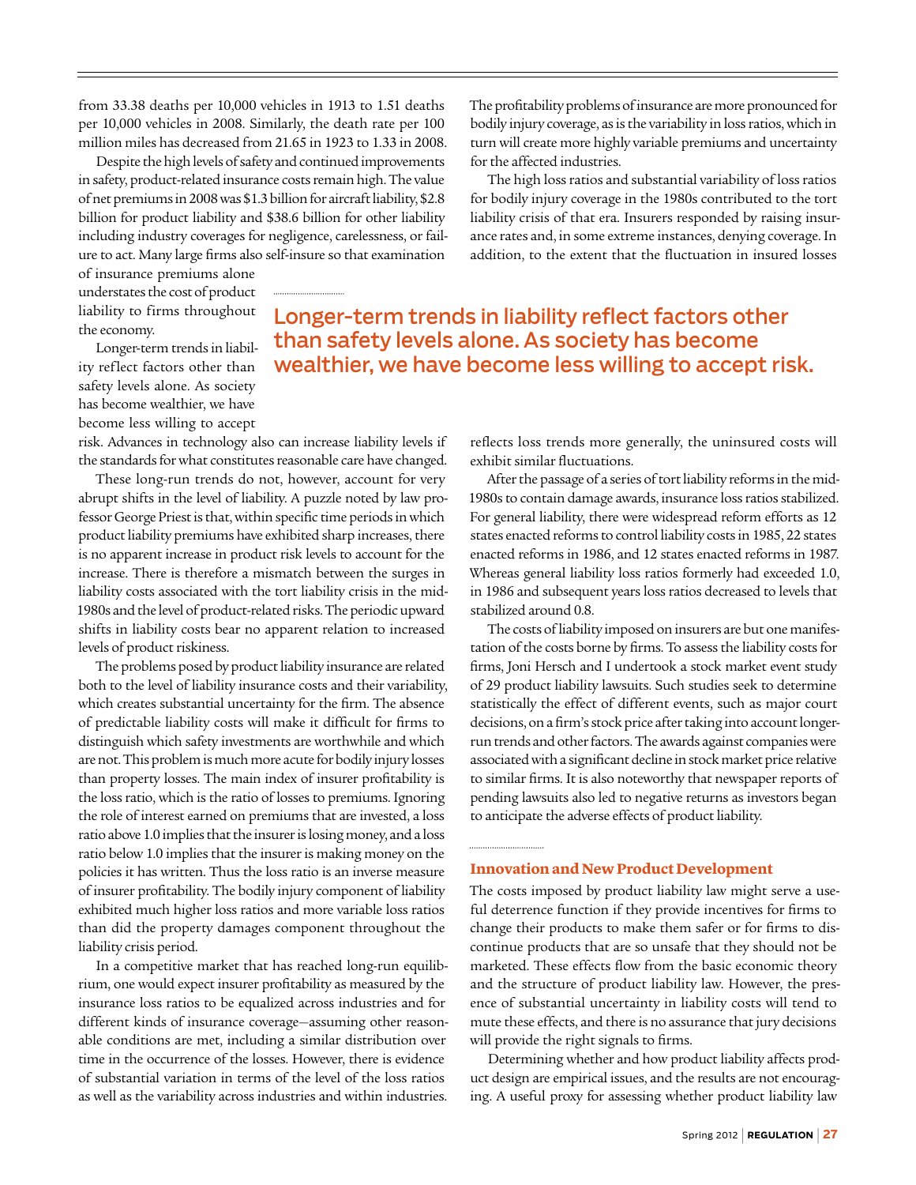from 33.38 deaths per 10,000 vehicles in 1913 to 1.51 deaths per 10,000 vehicles in 2008. Similarly, the death rate per 100 million miles has decreased from 21.65 in 1923 to 1.33 in 2008.

Despite the high levels of safety and continued improvements in safety, product-related insurance costs remain high. The value of net premiums in 2008 was $1.3 billion for aircraft liability, $2.8 billion for product liability and $38.6 billion for other liability including industry coverages for negligence, carelessness, or failure to act. Many large firms also self-insure so that examination of insurance premiums alone understates the cost of product liability to firms throughout the economy.

Longer-term trends in liability reflect factors other than safety levels alone. As society has become wealthier, we have become less willing to accept risk. Advances in technology also can increase liability levels if the standards for what constitutes reasonable care have changed.

> Longer-term trends in liability reflect factors other than safety levels alone. As society has become wealthier, we have become less willing to accept risk.

These long-run trends do not, however, account for very abrupt shifts in the level of liability. A puzzle noted by law professor George Priest is that, within specific time periods in which product liability premiums have exhibited sharp increases, there is no apparent increase in product risk levels to account for the increase. There is therefore a mismatch between the surges in liability costs associated with the tort liability crisis in the mid-1980s and the level of product-related risks. The periodic upward shifts in liability costs bear no apparent relation to increased levels of product riskiness.

The problems posed by product liability insurance are related both to the level of liability insurance costs and their variability, which creates substantial uncertainty for the firm. The absence of predictable liability costs will make it difficult for firms to distinguish which safety investments are worthwhile and which are not. This problem is much more acute for bodily injury losses than property losses. The main index of insurer profitability is the loss ratio, which is the ratio of losses to premiums. Ignoring the role of interest earned on premiums that are invested, a loss ratio above 1.0 implies that the insurer is losing money, and a loss ratio below 1.0 implies that the insurer is making money on the policies it has written. Thus the loss ratio is an inverse measure of insurer profitability. The bodily injury component of liability exhibited much higher loss ratios and more variable loss ratios than did the property damages component throughout the liability crisis period.

In a competitive market that has reached long-run equilibrium, one would expect insurer profitability as measured by the insurance loss ratios to be equalized across industries and for different kinds of insurance coverage—assuming other reasonable conditions are met, including a similar distribution over time in the occurrence of the losses. However, there is evidence of substantial variation in terms of the level of the loss ratios as well as the variability across industries and within industries. The profitability problems of insurance are more pronounced for bodily injury coverage, as is the variability in loss ratios, which in turn will create more highly variable premiums and uncertainty for the affected industries.

The high loss ratios and substantial variability of loss ratios for bodily injury coverage in the 1980s contributed to the tort liability crisis of that era. Insurers responded by raising insurance rates and, in some extreme instances, denying coverage. In addition, to the extent that the fluctuation in insured losses reflects loss trends more generally, the uninsured costs will exhibit similar fluctuations.

After the passage of a series of tort liability reforms in the mid-1980s to contain damage awards, insurance loss ratios stabilized. For general liability, there were widespread reform efforts as 12 states enacted reforms to control liability costs in 1985, 22 states enacted reforms in 1986, and 12 states enacted reforms in 1987. Whereas general liability loss ratios formerly had exceeded 1.0, in 1986 and subsequent years loss ratios decreased to levels that stabilized around 0.8.

The costs of liability imposed on insurers are but one manifestation of the costs borne by firms. To assess the liability costs for firms, Joni Hersch and I undertook a stock market event study of 29 product liability lawsuits. Such studies seek to determine statistically the effect of different events, such as major court decisions, on a firm's stock price after taking into account longer-run trends and other factors. The awards against companies were associated with a significant decline in stock market price relative to similar firms. It is also noteworthy that newspaper reports of pending lawsuits also led to negative returns as investors began to anticipate the adverse effects of product liability.

## Innovation and New Product Development

The costs imposed by product liability law might serve a useful deterrence function if they provide incentives for firms to change their products to make them safer or for firms to discontinue products that are so unsafe that they should not be marketed. These effects flow from the basic economic theory and the structure of product liability law. However, the presence of substantial uncertainty in liability costs will tend to mute these effects, and there is no assurance that jury decisions will provide the right signals to firms.

Determining whether and how product liability affects product design are empirical issues, and the results are not encouraging. A useful proxy for assessing whether product liability law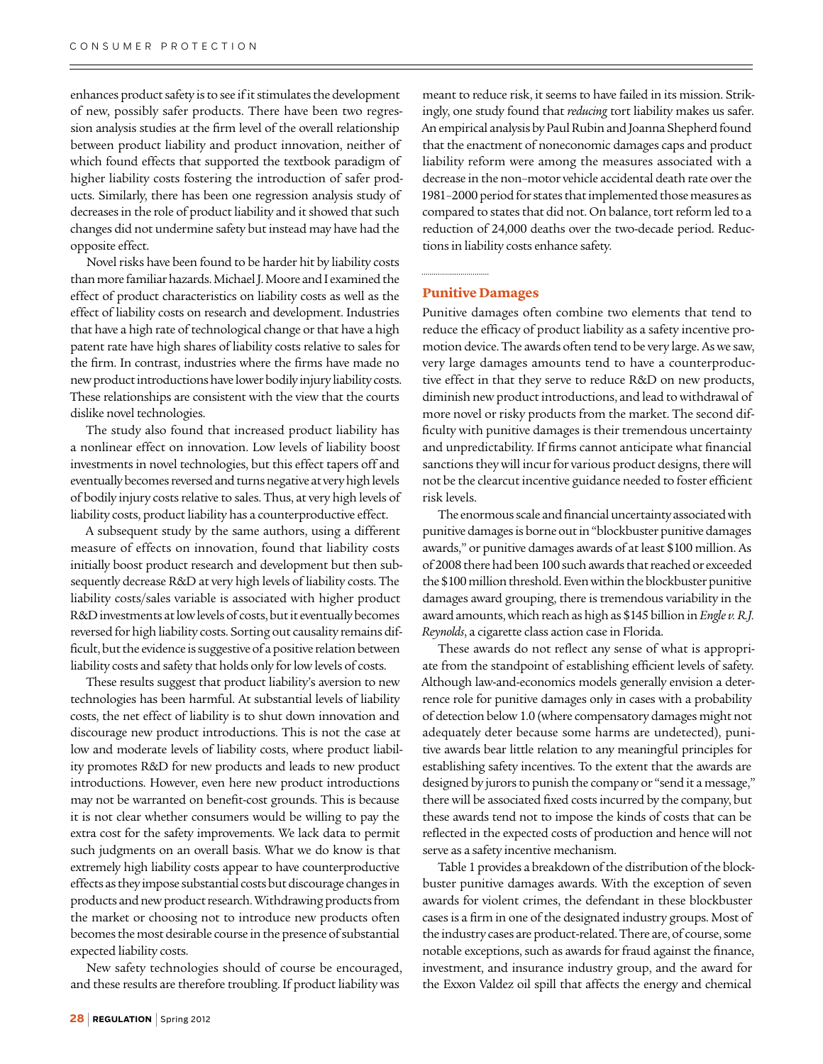enhances product safety is to see if it stimulates the development of new, possibly safer products. There have been two regression analysis studies at the firm level of the overall relationship between product liability and product innovation, neither of which found effects that supported the textbook paradigm of higher liability costs fostering the introduction of safer products. Similarly, there has been one regression analysis study of decreases in the role of product liability and it showed that such changes did not undermine safety but instead may have had the opposite effect.

Novel risks have been found to be harder hit by liability costs than more familiar hazards. Michael J. Moore and I examined the effect of product characteristics on liability costs as well as the effect of liability costs on research and development. Industries that have a high rate of technological change or that have a high patent rate have high shares of liability costs relative to sales for the firm. In contrast, industries where the firms have made no new product introductions have lower bodily injury liability costs. These relationships are consistent with the view that the courts dislike novel technologies.

The study also found that increased product liability has a nonlinear effect on innovation. Low levels of liability boost investments in novel technologies, but this effect tapers off and eventually becomes reversed and turns negative at very high levels of bodily injury costs relative to sales. Thus, at very high levels of liability costs, product liability has a counterproductive effect.

A subsequent study by the same authors, using a different measure of effects on innovation, found that liability costs initially boost product research and development but then subsequently decrease R&D at very high levels of liability costs. The liability costs/sales variable is associated with higher product R&D investments at low levels of costs, but it eventually becomes reversed for high liability costs. Sorting out causality remains difficult, but the evidence is suggestive of a positive relation between liability costs and safety that holds only for low levels of costs.

These results suggest that product liability's aversion to new technologies has been harmful. At substantial levels of liability costs, the net effect of liability is to shut down innovation and discourage new product introductions. This is not the case at low and moderate levels of liability costs, where product liability promotes R&D for new products and leads to new product introductions. However, even here new product introductions may not be warranted on benefit-cost grounds. This is because it is not clear whether consumers would be willing to pay the extra cost for the safety improvements. We lack data to permit such judgments on an overall basis. What we do know is that extremely high liability costs appear to have counterproductive effects as they impose substantial costs but discourage changes in products and new product research. Withdrawing products from the market or choosing not to introduce new products often becomes the most desirable course in the presence of substantial expected liability costs.

New safety technologies should of course be encouraged, and these results are therefore troubling. If product liability was meant to reduce risk, it seems to have failed in its mission. Strikingly, one study found that *reducing* tort liability makes us safer. An empirical analysis by Paul Rubin and Joanna Shepherd found that the enactment of noneconomic damages caps and product liability reform were among the measures associated with a decrease in the non–motor vehicle accidental death rate over the 1981–2000 period for states that implemented those measures as compared to states that did not. On balance, tort reform led to a reduction of 24,000 deaths over the two-decade period. Reductions in liability costs enhance safety.

## Punitive Damages

Punitive damages often combine two elements that tend to reduce the efficacy of product liability as a safety incentive promotion device. The awards often tend to be very large. As we saw, very large damages amounts tend to have a counterproductive effect in that they serve to reduce R&D on new products, diminish new product introductions, and lead to withdrawal of more novel or risky products from the market. The second difficulty with punitive damages is their tremendous uncertainty and unpredictability. If firms cannot anticipate what financial sanctions they will incur for various product designs, there will not be the clearcut incentive guidance needed to foster efficient risk levels.

The enormous scale and financial uncertainty associated with punitive damages is borne out in "blockbuster punitive damages awards," or punitive damages awards of at least $100 million. As of 2008 there had been 100 such awards that reached or exceeded the $100 million threshold. Even within the blockbuster punitive damages award grouping, there is tremendous variability in the award amounts, which reach as high as $145 billion in *Engle v. R.J. Reynolds*, a cigarette class action case in Florida.

These awards do not reflect any sense of what is appropriate from the standpoint of establishing efficient levels of safety. Although law-and-economics models generally envision a deterrence role for punitive damages only in cases with a probability of detection below 1.0 (where compensatory damages might not adequately deter because some harms are undetected), punitive awards bear little relation to any meaningful principles for establishing safety incentives. To the extent that the awards are designed by jurors to punish the company or "send it a message," there will be associated fixed costs incurred by the company, but these awards tend not to impose the kinds of costs that can be reflected in the expected costs of production and hence will not serve as a safety incentive mechanism.

Table 1 provides a breakdown of the distribution of the blockbuster punitive damages awards. With the exception of seven awards for violent crimes, the defendant in these blockbuster cases is a firm in one of the designated industry groups. Most of the industry cases are product-related. There are, of course, some notable exceptions, such as awards for fraud against the finance, investment, and insurance industry group, and the award for the Exxon Valdez oil spill that affects the energy and chemical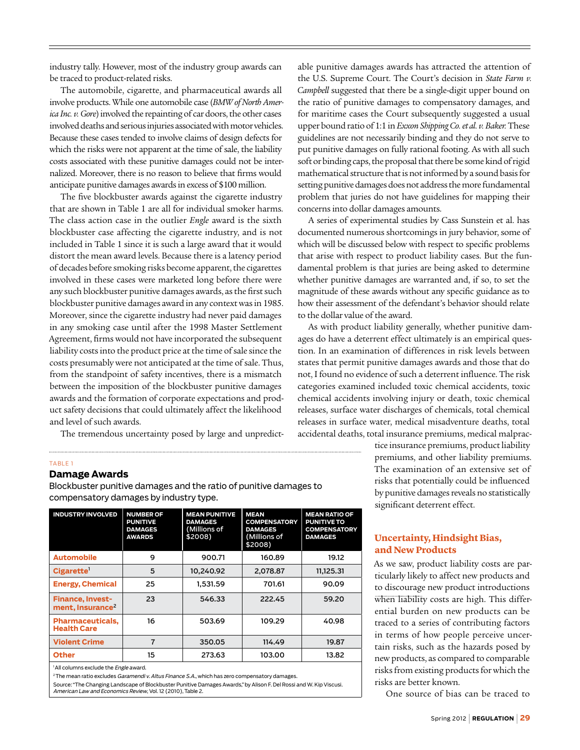industry tally. However, most of the industry group awards can be traced to product-related risks.

The automobile, cigarette, and pharmaceutical awards all involve products. While one automobile case (*BMW of North America Inc. v. Gore*) involved the repainting of car doors, the other cases involved deaths and serious injuries associated with motor vehicles. Because these cases tended to involve claims of design defects for which the risks were not apparent at the time of sale, the liability costs associated with these punitive damages could not be internalized. Moreover, there is no reason to believe that firms would anticipate punitive damages awards in excess of $100 million.

The five blockbuster awards against the cigarette industry that are shown in Table 1 are all for individual smoker harms. The class action case in the outlier *Engle* award is the sixth blockbuster case affecting the cigarette industry, and is not included in Table 1 since it is such a large award that it would distort the mean award levels. Because there is a latency period of decades before smoking risks become apparent, the cigarettes involved in these cases were marketed long before there were any such blockbuster punitive damages awards, as the first such blockbuster punitive damages award in any context was in 1985. Moreover, since the cigarette industry had never paid damages in any smoking case until after the 1998 Master Settlement Agreement, firms would not have incorporated the subsequent liability costs into the product price at the time of sale since the costs presumably were not anticipated at the time of sale. Thus, from the standpoint of safety incentives, there is a mismatch between the imposition of the blockbuster punitive damages awards and the formation of corporate expectations and product safety decisions that could ultimately affect the likelihood and level of such awards.

The tremendous uncertainty posed by large and unpredictable punitive damages awards has attracted the attention of the U.S. Supreme Court. The Court's decision in *State Farm v. Campbell* suggested that there be a single-digit upper bound on the ratio of punitive damages to compensatory damages, and for maritime cases the Court subsequently suggested a usual upper bound ratio of 1:1 in *Exxon Shipping Co. et al. v. Baker.* These guidelines are not necessarily binding and they do not serve to put punitive damages on fully rational footing. As with all such soft or binding caps, the proposal that there be some kind of rigid mathematical structure that is not informed by a sound basis for setting punitive damages does not address the more fundamental problem that juries do not have guidelines for mapping their concerns into dollar damages amounts.

A series of experimental studies by Cass Sunstein et al. has documented numerous shortcomings in jury behavior, some of which will be discussed below with respect to specific problems that arise with respect to product liability cases. But the fundamental problem is that juries are being asked to determine whether punitive damages are warranted and, if so, to set the magnitude of these awards without any specific guidance as to how their assessment of the defendant's behavior should relate to the dollar value of the award.

As with product liability generally, whether punitive damages do have a deterrent effect ultimately is an empirical question. In an examination of differences in risk levels between states that permit punitive damages awards and those that do not, I found no evidence of such a deterrent influence. The risk categories examined included toxic chemical accidents, toxic chemical accidents involving injury or death, toxic chemical releases, surface water discharges of chemicals, total chemical releases in surface water, medical misadventure deaths, total accidental deaths, total insurance premiums, medical malpractice insurance premiums, product liability premiums, and other liability premiums. The examination of an extensive set of risks that potentially could be influenced by punitive damages reveals no statistically significant deterrent effect.

TABLE 1

### Damage Awards

Blockbuster punitive damages and the ratio of punitive damages to compensatory damages by industry type.

| INDUSTRY INVOLVED | NUMBER OF PUNITIVE DAMAGES AWARDS | MEAN PUNITIVE DAMAGES (Millions of $2008) | MEAN COMPENSATORY DAMAGES (Millions of $2008) | MEAN RATIO OF PUNITIVE TO COMPENSATORY DAMAGES |
|---|---|---|---|---|
| Automobile | 9 | 900.71 | 160.89 | 19.12 |
| Cigarette[1] | 5 | 10,240.92 | 2,078.87 | 11,125.31 |
| Energy, Chemical | 25 | 1,531.59 | 701.61 | 90.09 |
| Finance, Investment, Insurance[2] | 23 | 546.33 | 222.45 | 59.20 |
| Pharmaceuticals, Health Care | 16 | 503.69 | 109.29 | 40.98 |
| Violent Crime | 7 | 350.05 | 114.49 | 19.87 |
| Other | 15 | 273.63 | 103.00 | 13.82 |

[1] All columns exclude the *Engle* award.

[2] The mean ratio excludes *Garamendi v. Altus Finance S.A.*, which has zero compensatory damages.

Source: "The Changing Landscape of Blockbuster Punitive Damages Awards," by Alison F. Del Rossi and W. Kip Viscusi. *American Law and Economics Review*, Vol. 12 (2010), Table 2.

## Uncertainty, Hindsight Bias, and New Products

As we saw, product liability costs are particularly likely to affect new products and to discourage new product introductions when liability costs are high. This differential burden on new products can be traced to a series of contributing factors in terms of how people perceive uncertain risks, such as the hazards posed by new products, as compared to comparable risks from existing products for which the risks are better known.

One source of bias can be traced to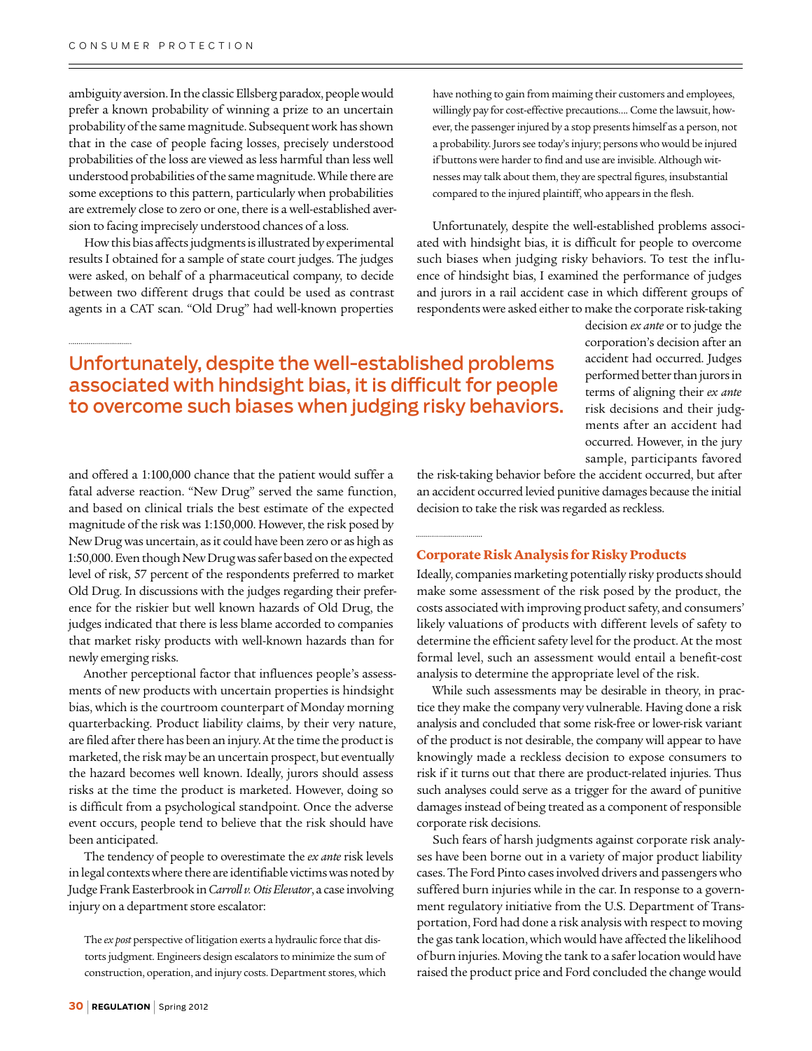ambiguity aversion. In the classic Ellsberg paradox, people would prefer a known probability of winning a prize to an uncertain probability of the same magnitude. Subsequent work has shown that in the case of people facing losses, precisely understood probabilities of the loss are viewed as less harmful than less well understood probabilities of the same magnitude. While there are some exceptions to this pattern, particularly when probabilities are extremely close to zero or one, there is a well-established aversion to facing imprecisely understood chances of a loss.

How this bias affects judgments is illustrated by experimental results I obtained for a sample of state court judges. The judges were asked, on behalf of a pharmaceutical company, to decide between two different drugs that could be used as contrast agents in a CAT scan. "Old Drug" had well-known properties and offered a 1:100,000 chance that the patient would suffer a fatal adverse reaction. "New Drug" served the same function, and based on clinical trials the best estimate of the expected magnitude of the risk was 1:150,000. However, the risk posed by New Drug was uncertain, as it could have been zero or as high as 1:50,000. Even though New Drug was safer based on the expected level of risk, 57 percent of the respondents preferred to market Old Drug. In discussions with the judges regarding their preference for the riskier but well known hazards of Old Drug, the judges indicated that there is less blame accorded to companies that market risky products with well-known hazards than for newly emerging risks.

Another perceptional factor that influences people's assessments of new products with uncertain properties is hindsight bias, which is the courtroom counterpart of Monday morning quarterbacking. Product liability claims, by their very nature, are filed after there has been an injury. At the time the product is marketed, the risk may be an uncertain prospect, but eventually the hazard becomes well known. Ideally, jurors should assess risks at the time the product is marketed. However, doing so is difficult from a psychological standpoint. Once the adverse event occurs, people tend to believe that the risk should have been anticipated.

The tendency of people to overestimate the *ex ante* risk levels in legal contexts where there are identifiable victims was noted by Judge Frank Easterbrook in *Carroll v. Otis Elevator*, a case involving injury on a department store escalator:

> The *ex post* perspective of litigation exerts a hydraulic force that distorts judgment. Engineers design escalators to minimize the sum of construction, operation, and injury costs. Department stores, which have nothing to gain from maiming their customers and employees, willingly pay for cost-effective precautions.… Come the lawsuit, however, the passenger injured by a stop presents himself as a person, not a probability. Jurors see today's injury; persons who would be injured if buttons were harder to find and use are invisible. Although witnesses may talk about them, they are spectral figures, insubstantial compared to the injured plaintiff, who appears in the flesh.

Unfortunately, despite the well-established problems associated with hindsight bias, it is difficult for people to overcome such biases when judging risky behaviors. To test the influence of hindsight bias, I examined the performance of judges and jurors in a rail accident case in which different groups of respondents were asked either to make the corporate risk-taking decision *ex ante* or to judge the corporation's decision after an accident had occurred. Judges performed better than jurors in terms of aligning their *ex ante* risk decisions and their judgments after an accident had occurred. However, in the jury sample, participants favored the risk-taking behavior before the accident occurred, but after an accident occurred levied punitive damages because the initial decision to take the risk was regarded as reckless.

**Unfortunately, despite the well-established problems associated with hindsight bias, it is difficult for people to overcome such biases when judging risky behaviors.**

## Corporate Risk Analysis for Risky Products

Ideally, companies marketing potentially risky products should make some assessment of the risk posed by the product, the costs associated with improving product safety, and consumers' likely valuations of products with different levels of safety to determine the efficient safety level for the product. At the most formal level, such an assessment would entail a benefit-cost analysis to determine the appropriate level of the risk.

While such assessments may be desirable in theory, in practice they make the company very vulnerable. Having done a risk analysis and concluded that some risk-free or lower-risk variant of the product is not desirable, the company will appear to have knowingly made a reckless decision to expose consumers to risk if it turns out that there are product-related injuries. Thus such analyses could serve as a trigger for the award of punitive damages instead of being treated as a component of responsible corporate risk decisions.

Such fears of harsh judgments against corporate risk analyses have been borne out in a variety of major product liability cases. The Ford Pinto cases involved drivers and passengers who suffered burn injuries while in the car. In response to a government regulatory initiative from the U.S. Department of Transportation, Ford had done a risk analysis with respect to moving the gas tank location, which would have affected the likelihood of burn injuries. Moving the tank to a safer location would have raised the product price and Ford concluded the change would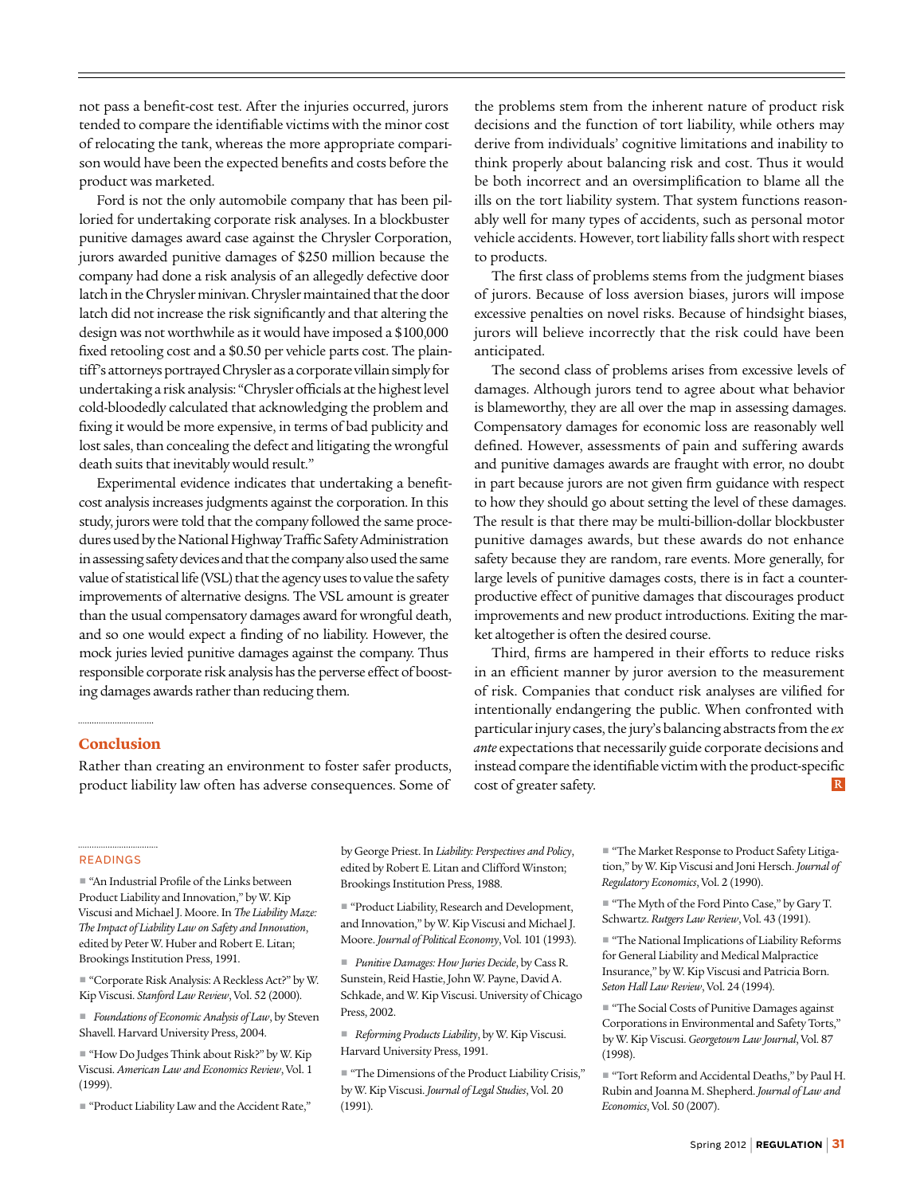not pass a benefit-cost test. After the injuries occurred, jurors tended to compare the identifiable victims with the minor cost of relocating the tank, whereas the more appropriate comparison would have been the expected benefits and costs before the product was marketed.

Ford is not the only automobile company that has been pilloried for undertaking corporate risk analyses. In a blockbuster punitive damages award case against the Chrysler Corporation, jurors awarded punitive damages of $250 million because the company had done a risk analysis of an allegedly defective door latch in the Chrysler minivan. Chrysler maintained that the door latch did not increase the risk significantly and that altering the design was not worthwhile as it would have imposed a $100,000 fixed retooling cost and a $0.50 per vehicle parts cost. The plaintiff's attorneys portrayed Chrysler as a corporate villain simply for undertaking a risk analysis: "Chrysler officials at the highest level cold-bloodedly calculated that acknowledging the problem and fixing it would be more expensive, in terms of bad publicity and lost sales, than concealing the defect and litigating the wrongful death suits that inevitably would result."

Experimental evidence indicates that undertaking a benefit-cost analysis increases judgments against the corporation. In this study, jurors were told that the company followed the same procedures used by the National Highway Traffic Safety Administration in assessing safety devices and that the company also used the same value of statistical life (VSL) that the agency uses to value the safety improvements of alternative designs. The VSL amount is greater than the usual compensatory damages award for wrongful death, and so one would expect a finding of no liability. However, the mock juries levied punitive damages against the company. Thus responsible corporate risk analysis has the perverse effect of boosting damages awards rather than reducing them.

## Conclusion

Rather than creating an environment to foster safer products, product liability law often has adverse consequences. Some of the problems stem from the inherent nature of product risk decisions and the function of tort liability, while others may derive from individuals' cognitive limitations and inability to think properly about balancing risk and cost. Thus it would be both incorrect and an oversimplification to blame all the ills on the tort liability system. That system functions reasonably well for many types of accidents, such as personal motor vehicle accidents. However, tort liability falls short with respect to products.

The first class of problems stems from the judgment biases of jurors. Because of loss aversion biases, jurors will impose excessive penalties on novel risks. Because of hindsight biases, jurors will believe incorrectly that the risk could have been anticipated.

The second class of problems arises from excessive levels of damages. Although jurors tend to agree about what behavior is blameworthy, they are all over the map in assessing damages. Compensatory damages for economic loss are reasonably well defined. However, assessments of pain and suffering awards and punitive damages awards are fraught with error, no doubt in part because jurors are not given firm guidance with respect to how they should go about setting the level of these damages. The result is that there may be multi-billion-dollar blockbuster punitive damages awards, but these awards do not enhance safety because they are random, rare events. More generally, for large levels of punitive damages costs, there is in fact a counterproductive effect of punitive damages that discourages product improvements and new product introductions. Exiting the market altogether is often the desired course.

Third, firms are hampered in their efforts to reduce risks in an efficient manner by juror aversion to the measurement of risk. Companies that conduct risk analyses are vilified for intentionally endangering the public. When confronted with particular injury cases, the jury's balancing abstracts from the *ex ante* expectations that necessarily guide corporate decisions and instead compare the identifiable victim with the product-specific cost of greater safety.

### Readings

- "An Industrial Profile of the Links between Product Liability and Innovation," by W. Kip Viscusi and Michael J. Moore. In *The Liability Maze: The Impact of Liability Law on Safety and Innovation*, edited by Peter W. Huber and Robert E. Litan; Brookings Institution Press, 1991.
- "Corporate Risk Analysis: A Reckless Act?" by W. Kip Viscusi. *Stanford Law Review*, Vol. 52 (2000).
- *Foundations of Economic Analysis of Law*, by Steven Shavell. Harvard University Press, 2004.
- "How Do Judges Think about Risk?" by W. Kip Viscusi. *American Law and Economics Review*, Vol. 1 (1999).
- "Product Liability Law and the Accident Rate," by George Priest. In *Liability: Perspectives and Policy*, edited by Robert E. Litan and Clifford Winston; Brookings Institution Press, 1988.
- "Product Liability, Research and Development, and Innovation," by W. Kip Viscusi and Michael J. Moore. *Journal of Political Economy*, Vol. 101 (1993).
- *Punitive Damages: How Juries Decide*, by Cass R. Sunstein, Reid Hastie, John W. Payne, David A. Schkade, and W. Kip Viscusi. University of Chicago Press, 2002.
- *Reforming Products Liability*, by W. Kip Viscusi. Harvard University Press, 1991.
- "The Dimensions of the Product Liability Crisis," by W. Kip Viscusi. *Journal of Legal Studies*, Vol. 20 (1991).
- "The Market Response to Product Safety Litigation," by W. Kip Viscusi and Joni Hersch. *Journal of Regulatory Economics*, Vol. 2 (1990).
- "The Myth of the Ford Pinto Case," by Gary T. Schwartz. *Rutgers Law Review*, Vol. 43 (1991).
- "The National Implications of Liability Reforms for General Liability and Medical Malpractice Insurance," by W. Kip Viscusi and Patricia Born. *Seton Hall Law Review*, Vol. 24 (1994).
- "The Social Costs of Punitive Damages against Corporations in Environmental and Safety Torts," by W. Kip Viscusi. *Georgetown Law Journal*, Vol. 87 (1998).
- "Tort Reform and Accidental Deaths," by Paul H. Rubin and Joanna M. Shepherd. *Journal of Law and Economics*, Vol. 50 (2007).